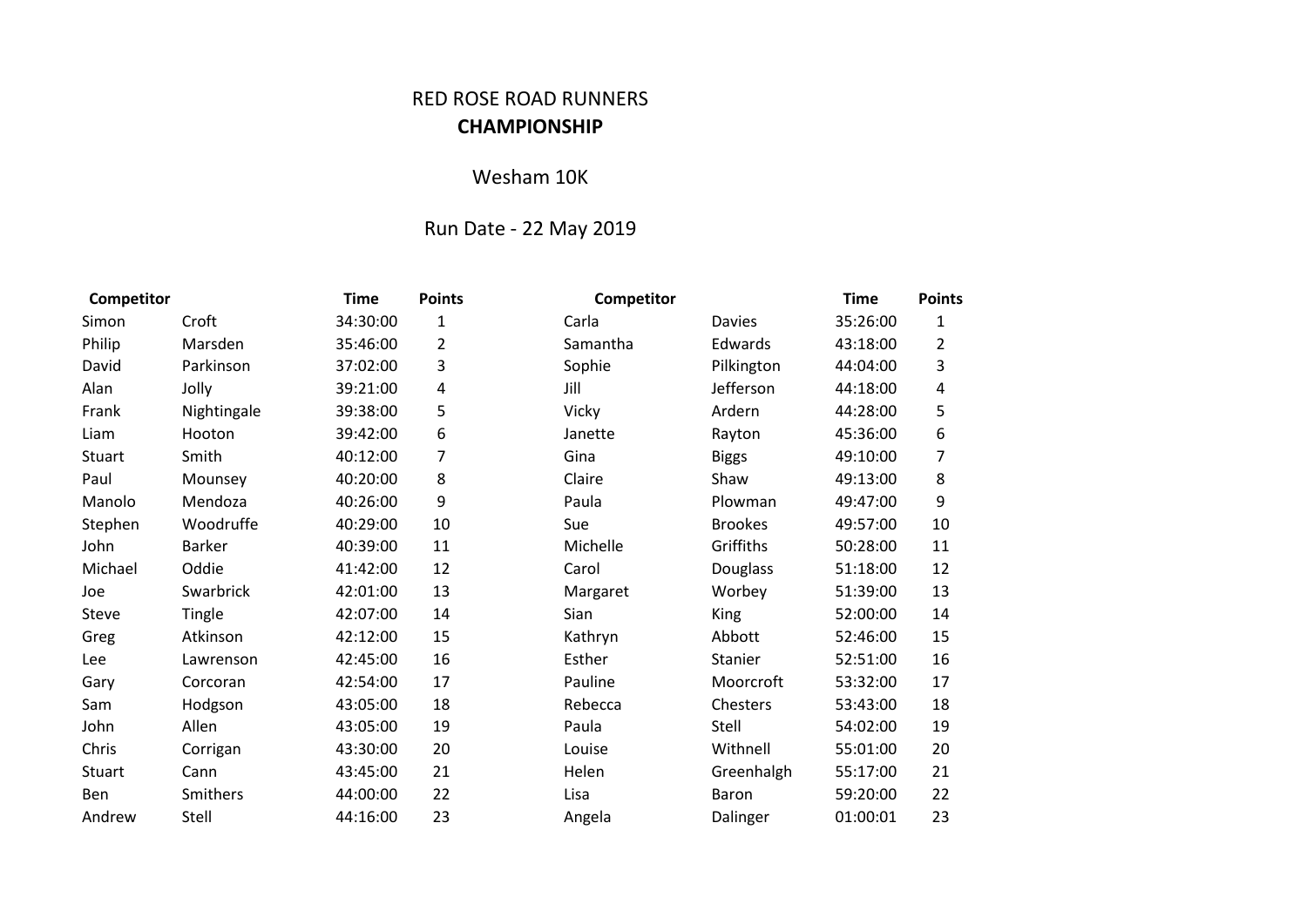RED ROSE ROAD RUNNERS

**CHAMPIONSHIP**

Wesham 10K

Run Date - 22 May 2019

| Competitor | | Time | Points |
|---|---|---|---|
| Simon | Croft | 34:30:00 | 1 |
| Philip | Marsden | 35:46:00 | 2 |
| David | Parkinson | 37:02:00 | 3 |
| Alan | Jolly | 39:21:00 | 4 |
| Frank | Nightingale | 39:38:00 | 5 |
| Liam | Hooton | 39:42:00 | 6 |
| Stuart | Smith | 40:12:00 | 7 |
| Paul | Mounsey | 40:20:00 | 8 |
| Manolo | Mendoza | 40:26:00 | 9 |
| Stephen | Woodruffe | 40:29:00 | 10 |
| John | Barker | 40:39:00 | 11 |
| Michael | Oddie | 41:42:00 | 12 |
| Joe | Swarbrick | 42:01:00 | 13 |
| Steve | Tingle | 42:07:00 | 14 |
| Greg | Atkinson | 42:12:00 | 15 |
| Lee | Lawrenson | 42:45:00 | 16 |
| Gary | Corcoran | 42:54:00 | 17 |
| Sam | Hodgson | 43:05:00 | 18 |
| John | Allen | 43:05:00 | 19 |
| Chris | Corrigan | 43:30:00 | 20 |
| Stuart | Cann | 43:45:00 | 21 |
| Ben | Smithers | 44:00:00 | 22 |
| Andrew | Stell | 44:16:00 | 23 |

| Competitor | | Time | Points |
|---|---|---|---|
| Carla | Davies | 35:26:00 | 1 |
| Samantha | Edwards | 43:18:00 | 2 |
| Sophie | Pilkington | 44:04:00 | 3 |
| Jill | Jefferson | 44:18:00 | 4 |
| Vicky | Ardern | 44:28:00 | 5 |
| Janette | Rayton | 45:36:00 | 6 |
| Gina | Biggs | 49:10:00 | 7 |
| Claire | Shaw | 49:13:00 | 8 |
| Paula | Plowman | 49:47:00 | 9 |
| Sue | Brookes | 49:57:00 | 10 |
| Michelle | Griffiths | 50:28:00 | 11 |
| Carol | Douglass | 51:18:00 | 12 |
| Margaret | Worbey | 51:39:00 | 13 |
| Sian | King | 52:00:00 | 14 |
| Kathryn | Abbott | 52:46:00 | 15 |
| Esther | Stanier | 52:51:00 | 16 |
| Pauline | Moorcroft | 53:32:00 | 17 |
| Rebecca | Chesters | 53:43:00 | 18 |
| Paula | Stell | 54:02:00 | 19 |
| Louise | Withnell | 55:01:00 | 20 |
| Helen | Greenhalgh | 55:17:00 | 21 |
| Lisa | Baron | 59:20:00 | 22 |
| Angela | Dalinger | 01:00:01 | 23 |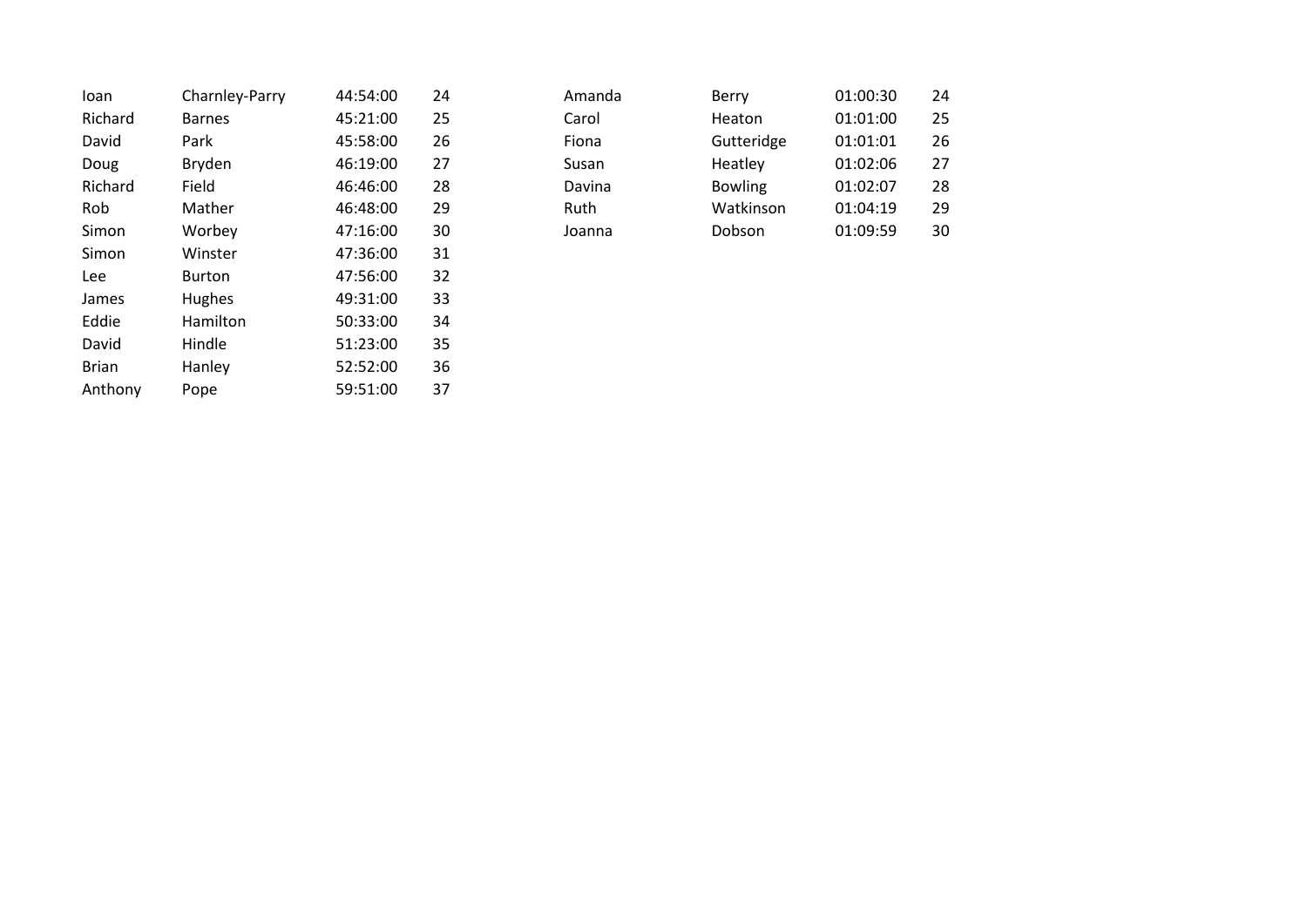| | | | |
|---|---|---|---|
| Ioan | Charnley-Parry | 44:54:00 | 24 |
| Richard | Barnes | 45:21:00 | 25 |
| David | Park | 45:58:00 | 26 |
| Doug | Bryden | 46:19:00 | 27 |
| Richard | Field | 46:46:00 | 28 |
| Rob | Mather | 46:48:00 | 29 |
| Simon | Worbey | 47:16:00 | 30 |
| Simon | Winster | 47:36:00 | 31 |
| Lee | Burton | 47:56:00 | 32 |
| James | Hughes | 49:31:00 | 33 |
| Eddie | Hamilton | 50:33:00 | 34 |
| David | Hindle | 51:23:00 | 35 |
| Brian | Hanley | 52:52:00 | 36 |
| Anthony | Pope | 59:51:00 | 37 |

| | | | |
|---|---|---|---|
| Amanda | Berry | 01:00:30 | 24 |
| Carol | Heaton | 01:01:00 | 25 |
| Fiona | Gutteridge | 01:01:01 | 26 |
| Susan | Heatley | 01:02:06 | 27 |
| Davina | Bowling | 01:02:07 | 28 |
| Ruth | Watkinson | 01:04:19 | 29 |
| Joanna | Dobson | 01:09:59 | 30 |